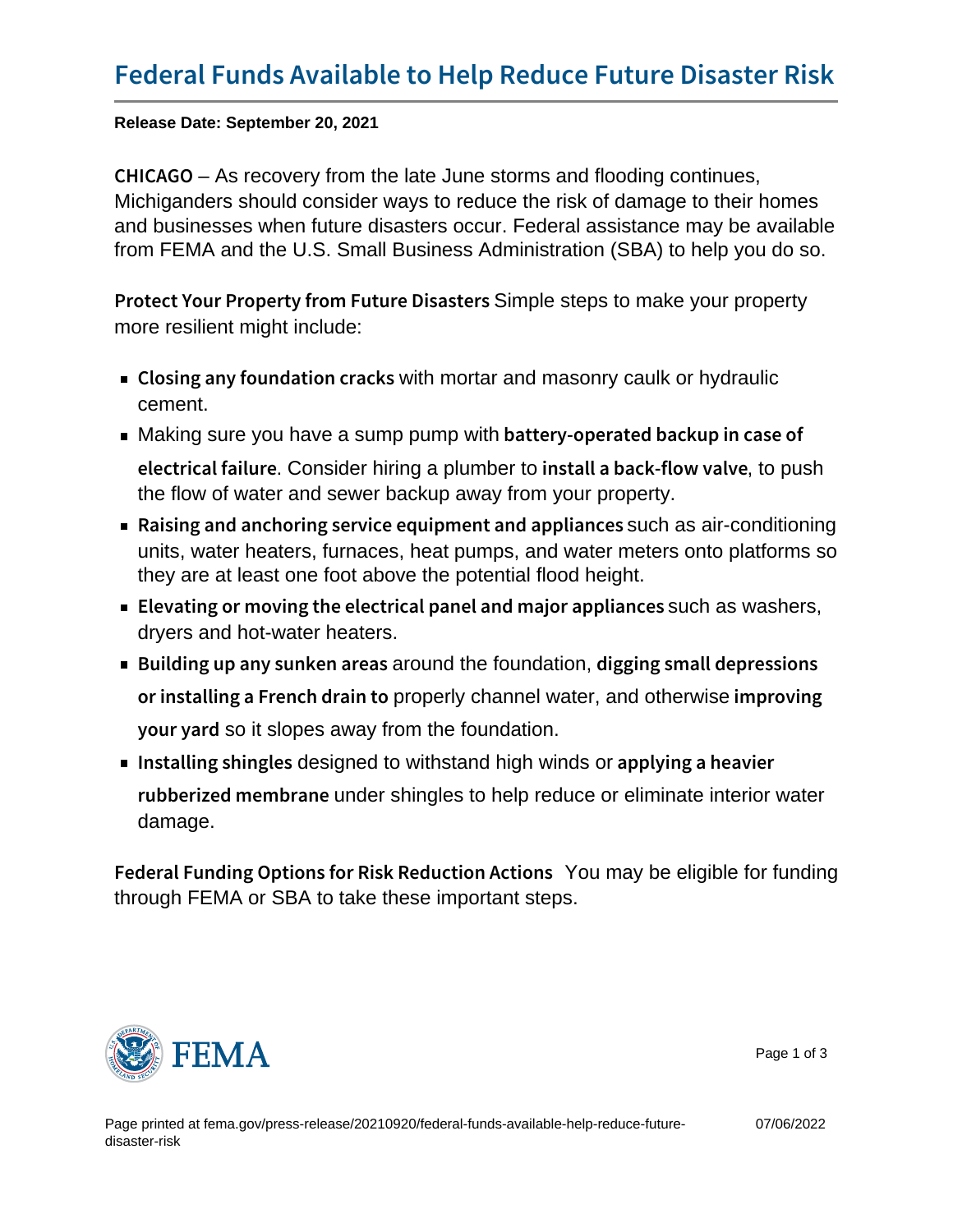# Federal Funds Available to Help Reduce Future Disaster Risk

**Release Date: September 20, 2021**

**CHICAGO** – As recovery from the late June storms and flooding continues, Michiganders should consider ways to reduce the risk of damage to their homes and businesses when future disasters occur. Federal assistance may be available from FEMA and the U.S. Small Business Administration (SBA) to help you do so.

**Protect Your Property from Future Disasters** Simple steps to make your property more resilient might include:

- **Closing any foundation cracks** with mortar and masonry caulk or hydraulic cement.
- Making sure you have a sump pump with **battery-operated backup in case of electrical failure**. Consider hiring a plumber to **install a back-flow valve**, to push the flow of water and sewer backup away from your property.
- **Raising and anchoring service equipment and appliances** such as air-conditioning units, water heaters, furnaces, heat pumps, and water meters onto platforms so they are at least one foot above the potential flood height.
- **Elevating or moving the electrical panel and major appliances** such as washers, dryers and hot-water heaters.
- **Building up any sunken areas** around the foundation, **digging small depressions or installing a French drain to** properly channel water, and otherwise **improving your yard** so it slopes away from the foundation.
- **Installing shingles** designed to withstand high winds or **applying a heavier rubberized membrane** under shingles to help reduce or eliminate interior water damage.

**Federal Funding Options for Risk Reduction Actions** You may be eligible for funding through FEMA or SBA to take these important steps.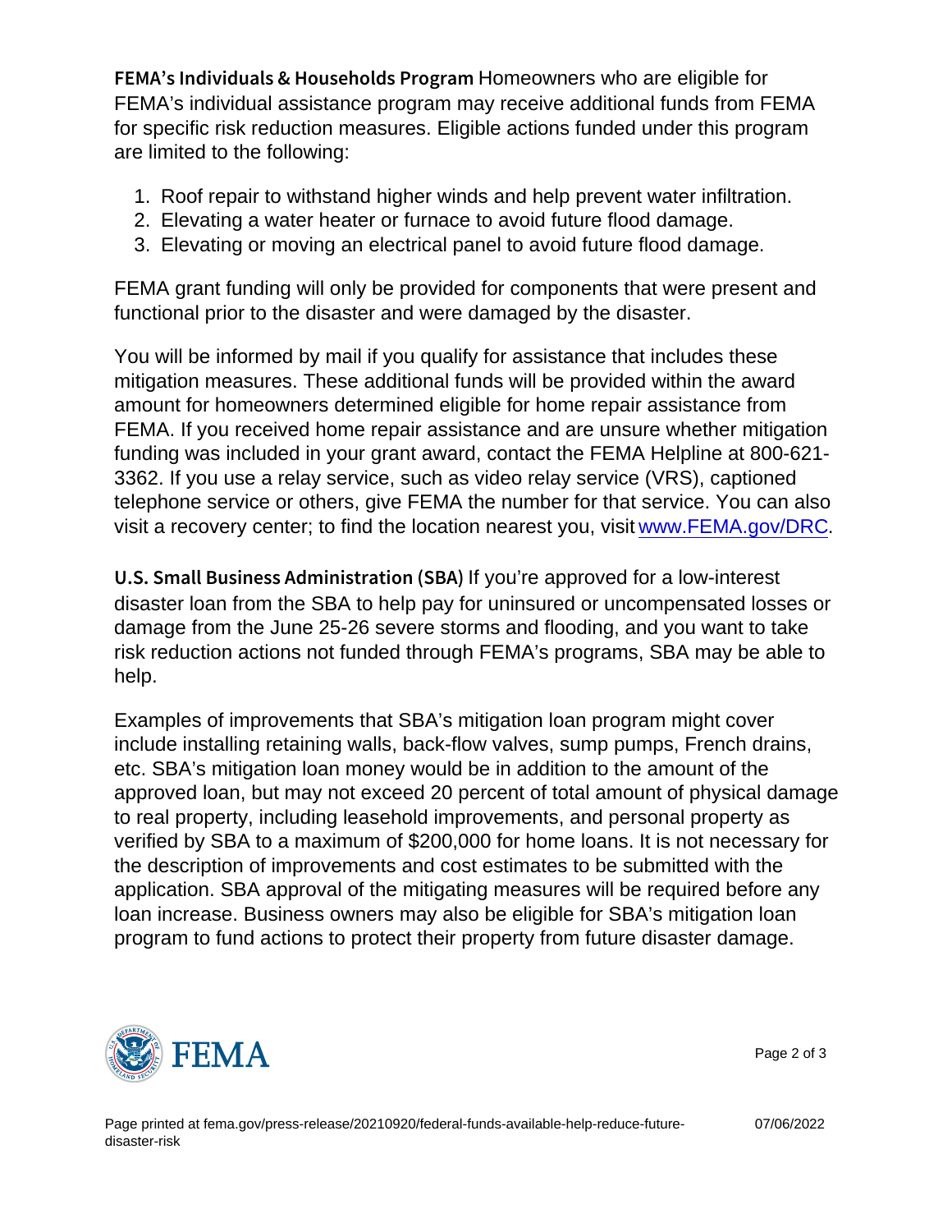**FEMA's Individuals & Households Program** Homeowners who are eligible for FEMA's individual assistance program may receive additional funds from FEMA for specific risk reduction measures. Eligible actions funded under this program are limited to the following:

1. Roof repair to withstand higher winds and help prevent water infiltration.
2. Elevating a water heater or furnace to avoid future flood damage.
3. Elevating or moving an electrical panel to avoid future flood damage.

FEMA grant funding will only be provided for components that were present and functional prior to the disaster and were damaged by the disaster.

You will be informed by mail if you qualify for assistance that includes these mitigation measures. These additional funds will be provided within the award amount for homeowners determined eligible for home repair assistance from FEMA. If you received home repair assistance and are unsure whether mitigation funding was included in your grant award, contact the FEMA Helpline at 800-621-3362. If you use a relay service, such as video relay service (VRS), captioned telephone service or others, give FEMA the number for that service. You can also visit a recovery center; to find the location nearest you, visit [www.FEMA.gov/DRC](www.FEMA.gov/DRC).

**U.S. Small Business Administration (SBA)** If you're approved for a low-interest disaster loan from the SBA to help pay for uninsured or uncompensated losses or damage from the June 25-26 severe storms and flooding, and you want to take risk reduction actions not funded through FEMA's programs, SBA may be able to help.

Examples of improvements that SBA's mitigation loan program might cover include installing retaining walls, back-flow valves, sump pumps, French drains, etc. SBA's mitigation loan money would be in addition to the amount of the approved loan, but may not exceed 20 percent of total amount of physical damage to real property, including leasehold improvements, and personal property as verified by SBA to a maximum of $200,000 for home loans. It is not necessary for the description of improvements and cost estimates to be submitted with the application. SBA approval of the mitigating measures will be required before any loan increase. Business owners may also be eligible for SBA's mitigation loan program to fund actions to protect their property from future disaster damage.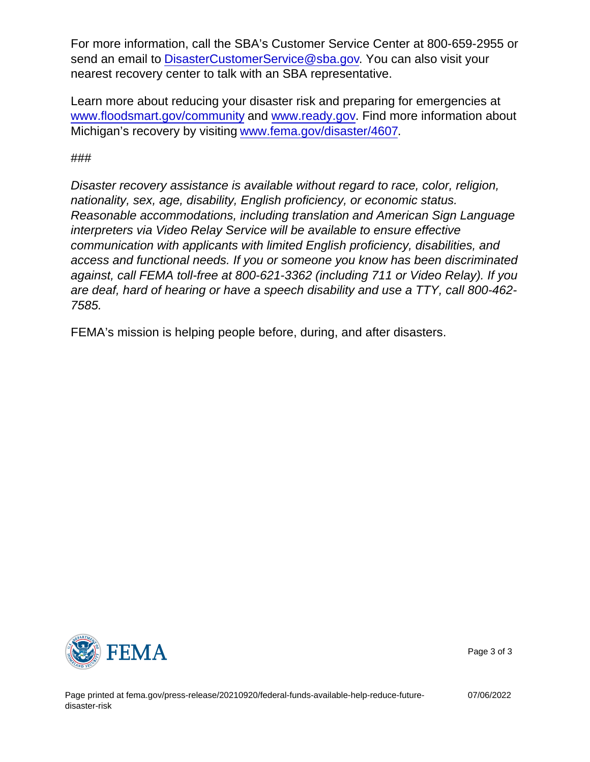For more information, call the SBA's Customer Service Center at 800-659-2955 or send an email to DisasterCustomerService@sba.gov. You can also visit your nearest recovery center to talk with an SBA representative.

Learn more about reducing your disaster risk and preparing for emergencies at www.floodsmart.gov/community and www.ready.gov. Find more information about Michigan's recovery by visiting www.fema.gov/disaster/4607.

###

*Disaster recovery assistance is available without regard to race, color, religion, nationality, sex, age, disability, English proficiency, or economic status. Reasonable accommodations, including translation and American Sign Language interpreters via Video Relay Service will be available to ensure effective communication with applicants with limited English proficiency, disabilities, and access and functional needs. If you or someone you know has been discriminated against, call FEMA toll-free at 800-621-3362 (including 711 or Video Relay). If you are deaf, hard of hearing or have a speech disability and use a TTY, call 800-462-7585.*

FEMA's mission is helping people before, during, and after disasters.